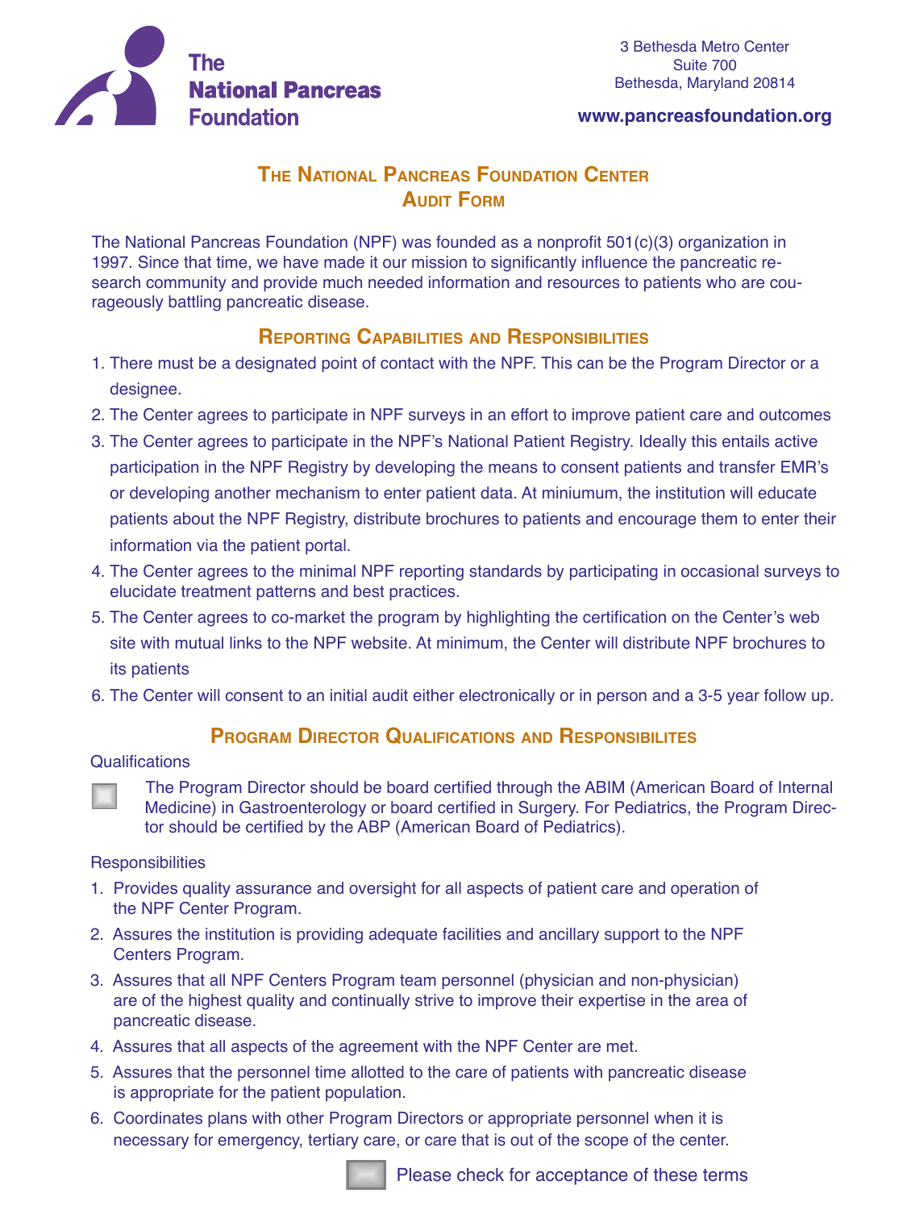**The National Pancreas Foundation**

3 Bethesda Metro Center
Suite 700
Bethesda, Maryland 20814

**www.pancreasfoundation.org**

# The National Pancreas Foundation Center Audit Form

The National Pancreas Foundation (NPF) was founded as a nonprofit 501(c)(3) organization in 1997. Since that time, we have made it our mission to significantly influence the pancreatic research community and provide much needed information and resources to patients who are courageously battling pancreatic disease.

## Reporting Capabilities and Responsibilities

1. There must be a designated point of contact with the NPF. This can be the Program Director or a designee.
2. The Center agrees to participate in NPF surveys in an effort to improve patient care and outcomes
3. The Center agrees to participate in the NPF's National Patient Registry. Ideally this entails active participation in the NPF Registry by developing the means to consent patients and transfer EMR's or developing another mechanism to enter patient data. At miniumum, the institution will educate patients about the NPF Registry, distribute brochures to patients and encourage them to enter their information via the patient portal.
4. The Center agrees to the minimal NPF reporting standards by participating in occasional surveys to elucidate treatment patterns and best practices.
5. The Center agrees to co-market the program by highlighting the certification on the Center's web site with mutual links to the NPF website. At minimum, the Center will distribute NPF brochures to its patients
6. The Center will consent to an initial audit either electronically or in person and a 3-5 year follow up.

## Program Director Qualifications and Responsibilites

Qualifications

☐ The Program Director should be board certified through the ABIM (American Board of Internal Medicine) in Gastroenterology or board certified in Surgery. For Pediatrics, the Program Director should be certified by the ABP (American Board of Pediatrics).

Responsibilities

1. Provides quality assurance and oversight for all aspects of patient care and operation of the NPF Center Program.
2. Assures the institution is providing adequate facilities and ancillary support to the NPF Centers Program.
3. Assures that all NPF Centers Program team personnel (physician and non-physician) are of the highest quality and continually strive to improve their expertise in the area of pancreatic disease.
4. Assures that all aspects of the agreement with the NPF Center are met.
5. Assures that the personnel time allotted to the care of patients with pancreatic disease is appropriate for the patient population.
6. Coordinates plans with other Program Directors or appropriate personnel when it is necessary for emergency, tertiary care, or care that is out of the scope of the center.

☐ Please check for acceptance of these terms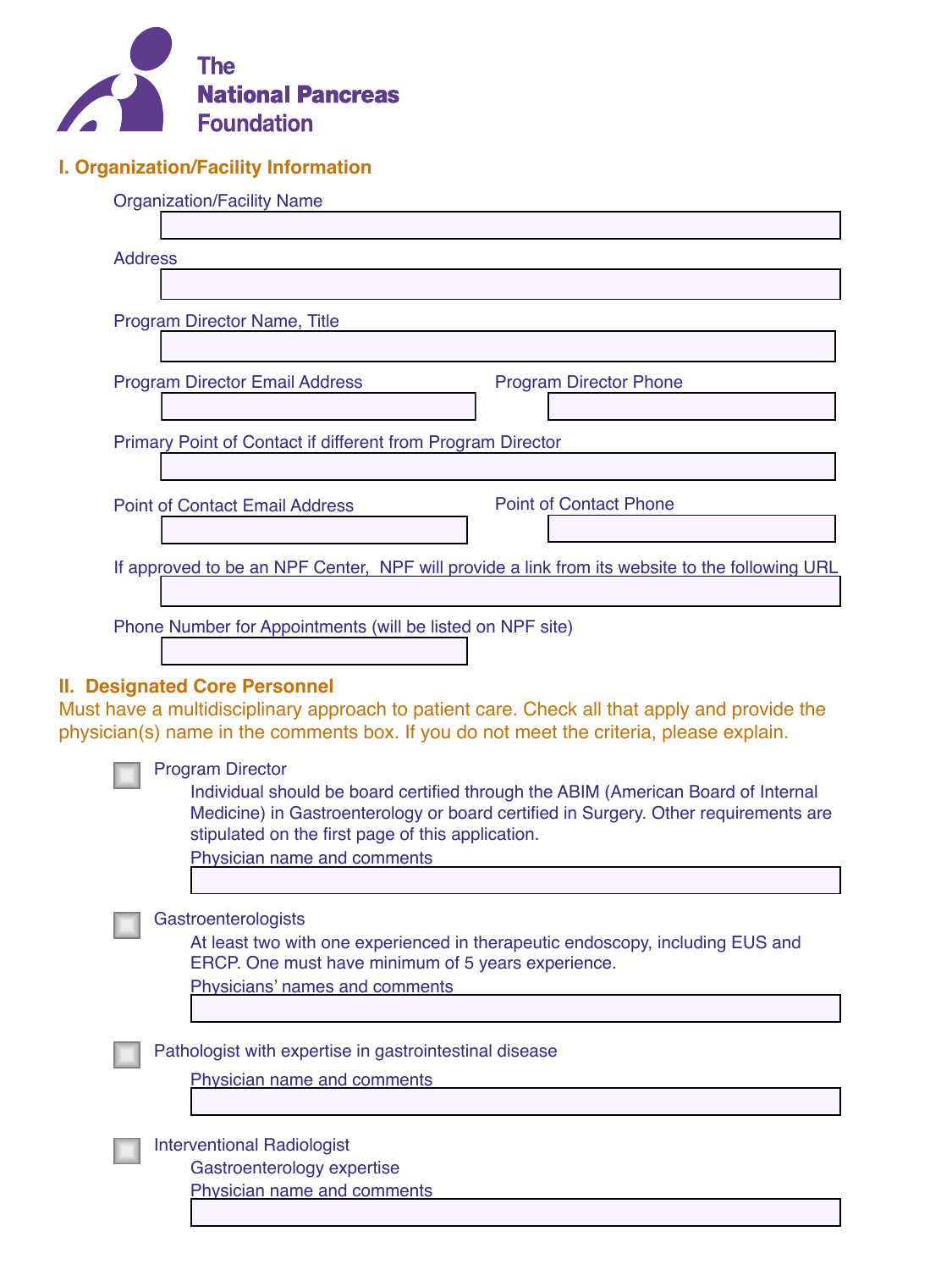The National Pancreas Foundation

## I. Organization/Facility Information

Organization/Facility Name

Address

Program Director Name, Title

Program Director Email Address

Program Director Phone

Primary Point of Contact if different from Program Director

Point of Contact Email Address

Point of Contact Phone

If approved to be an NPF Center, NPF will provide a link from its website to the following URL

Phone Number for Appointments (will be listed on NPF site)

## II. Designated Core Personnel

Must have a multidisciplinary approach to patient care. Check all that apply and provide the physician(s) name in the comments box. If you do not meet the criteria, please explain.

- ☐ Program Director

  Individual should be board certified through the ABIM (American Board of Internal Medicine) in Gastroenterology or board certified in Surgery. Other requirements are stipulated on the first page of this application.

  Physician name and comments

- ☐ Gastroenterologists

  At least two with one experienced in therapeutic endoscopy, including EUS and ERCP. One must have minimum of 5 years experience.

  Physicians' names and comments

- ☐ Pathologist with expertise in gastrointestinal disease

  Physician name and comments

- ☐ Interventional Radiologist

  Gastroenterology expertise

  Physician name and comments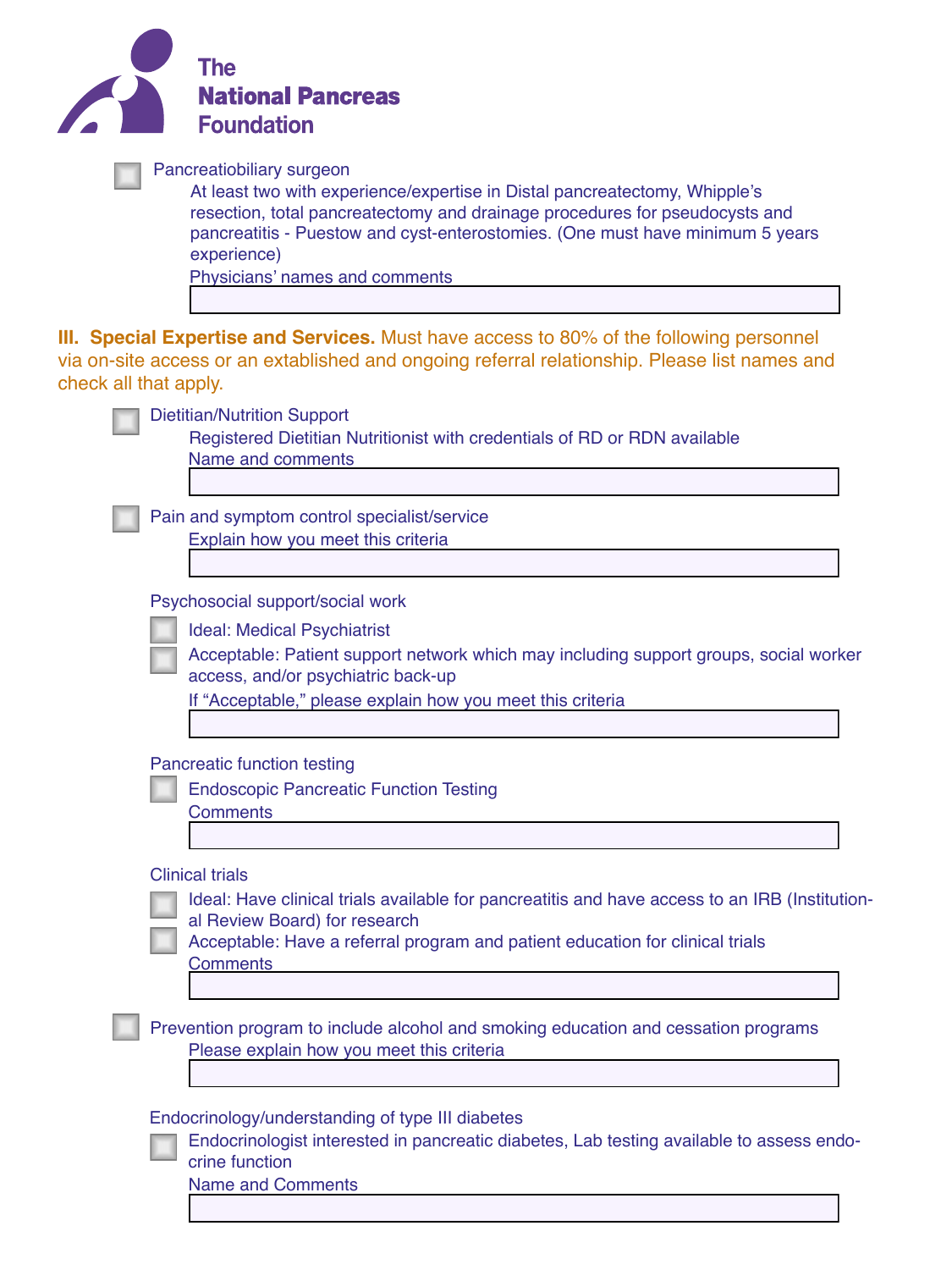- [ ] Pancreatiobiliary surgeon

  At least two with experience/expertise in Distal pancreatectomy, Whipple's resection, total pancreatectomy and drainage procedures for pseudocysts and pancreatitis - Puestow and cyst-enterostomies. (One must have minimum 5 years experience)

  Physicians' names and comments

## III. Special Expertise and Services.

Must have access to 80% of the following personnel via on-site access or an extablished and ongoing referral relationship. Please list names and check all that apply.

- [ ] Dietitian/Nutrition Support

  Registered Dietitian Nutritionist with credentials of RD or RDN available

  Name and comments

- [ ] Pain and symptom control specialist/service

  Explain how you meet this criteria

Psychosocial support/social work

- [ ] Ideal: Medical Psychiatrist
- [ ] Acceptable: Patient support network which may including support groups, social worker access, and/or psychiatric back-up

  If "Acceptable," please explain how you meet this criteria

Pancreatic function testing

- [ ] Endoscopic Pancreatic Function Testing

  Comments

Clinical trials

- [ ] Ideal: Have clinical trials available for pancreatitis and have access to an IRB (Institutional Review Board) for research
- [ ] Acceptable: Have a referral program and patient education for clinical trials

  Comments

- [ ] Prevention program to include alcohol and smoking education and cessation programs

  Please explain how you meet this criteria

Endocrinology/understanding of type III diabetes

- [ ] Endocrinologist interested in pancreatic diabetes, Lab testing available to assess endocrine function

  Name and Comments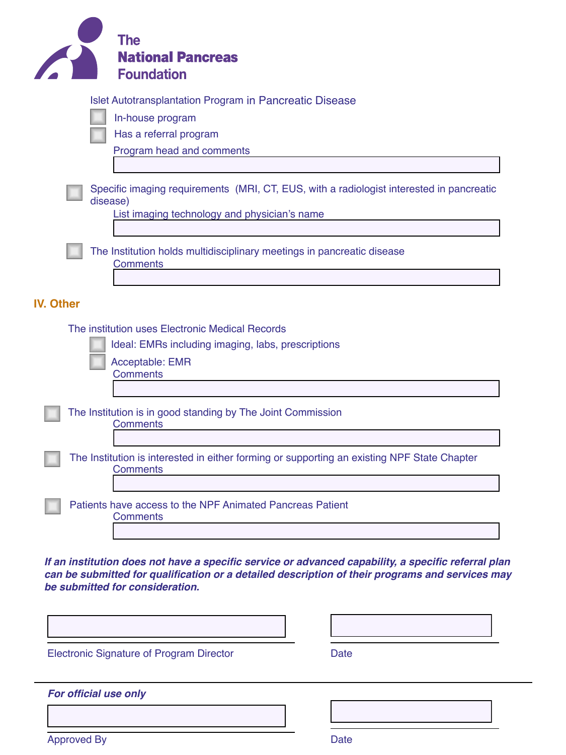The National Pancreas Foundation

Islet Autotransplantation Program in Pancreatic Disease

- [ ] In-house program
- [ ] Has a referral program

Program head and comments

- [ ] Specific imaging requirements (MRI, CT, EUS, with a radiologist interested in pancreatic disease)

List imaging technology and physician's name

- [ ] The Institution holds multidisciplinary meetings in pancreatic disease

Comments

## IV. Other

The institution uses Electronic Medical Records

- [ ] Ideal: EMRs including imaging, labs, prescriptions
- [ ] Acceptable: EMR

Comments

- [ ] The Institution is in good standing by The Joint Commission

Comments

- [ ] The Institution is interested in either forming or supporting an existing NPF State Chapter

Comments

- [ ] Patients have access to the NPF Animated Pancreas Patient

Comments

***If an institution does not have a specific service or advanced capability, a specific referral plan can be submitted for qualification or a detailed description of their programs and services may be submitted for consideration.***

Electronic Signature of Program Director

Date

***For official use only***

Approved By

Date